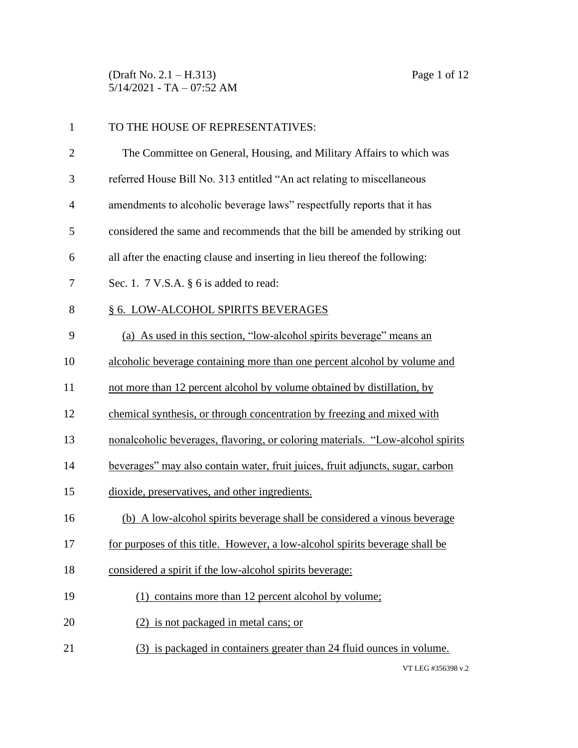TO THE HOUSE OF REPRESENTATIVES:

The Committee on General, Housing, and Military Affairs to which was referred House Bill No. 313 entitled "An act relating to miscellaneous amendments to alcoholic beverage laws" respectfully reports that it has considered the same and recommends that the bill be amended by striking out all after the enacting clause and inserting in lieu thereof the following:

Sec. 1. 7 V.S.A. § 6 is added to read:

§ 6. LOW-ALCOHOL SPIRITS BEVERAGES

(a) As used in this section, "low-alcohol spirits beverage" means an alcoholic beverage containing more than one percent alcohol by volume and not more than 12 percent alcohol by volume obtained by distillation, by chemical synthesis, or through concentration by freezing and mixed with nonalcoholic beverages, flavoring, or coloring materials. "Low-alcohol spirits beverages" may also contain water, fruit juices, fruit adjuncts, sugar, carbon dioxide, preservatives, and other ingredients.

(b) A low-alcohol spirits beverage shall be considered a vinous beverage for purposes of this title. However, a low-alcohol spirits beverage shall be considered a spirit if the low-alcohol spirits beverage:

(1) contains more than 12 percent alcohol by volume;

(2) is not packaged in metal cans; or

(3) is packaged in containers greater than 24 fluid ounces in volume.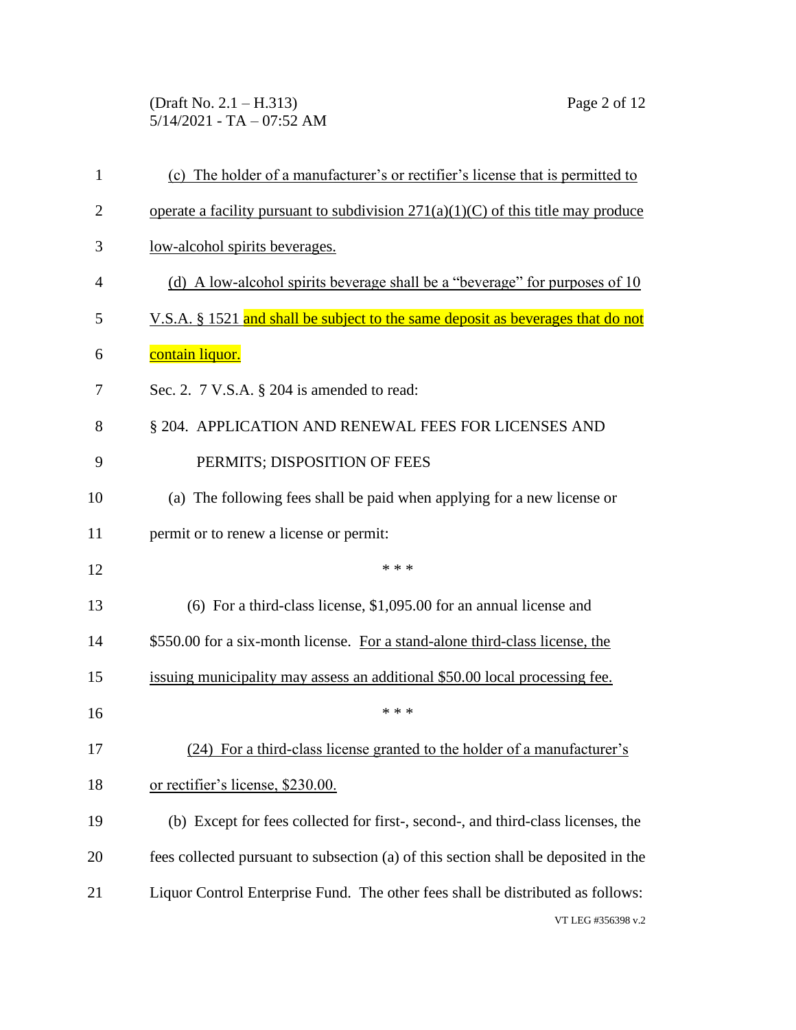(c) The holder of a manufacturer's or rectifier's license that is permitted to operate a facility pursuant to subdivision 271(a)(1)(C) of this title may produce low-alcohol spirits beverages.

(d) A low-alcohol spirits beverage shall be a "beverage" for purposes of 10 V.S.A. § 1521 and shall be subject to the same deposit as beverages that do not contain liquor.

Sec. 2. 7 V.S.A. § 204 is amended to read:

§ 204. APPLICATION AND RENEWAL FEES FOR LICENSES AND PERMITS; DISPOSITION OF FEES

(a) The following fees shall be paid when applying for a new license or permit or to renew a license or permit:

\* \* \*

(6) For a third-class license, $1,095.00 for an annual license and $550.00 for a six-month license. For a stand-alone third-class license, the issuing municipality may assess an additional $50.00 local processing fee.

\* \* \*

(24) For a third-class license granted to the holder of a manufacturer's or rectifier's license, $230.00.

(b) Except for fees collected for first-, second-, and third-class licenses, the fees collected pursuant to subsection (a) of this section shall be deposited in the Liquor Control Enterprise Fund. The other fees shall be distributed as follows: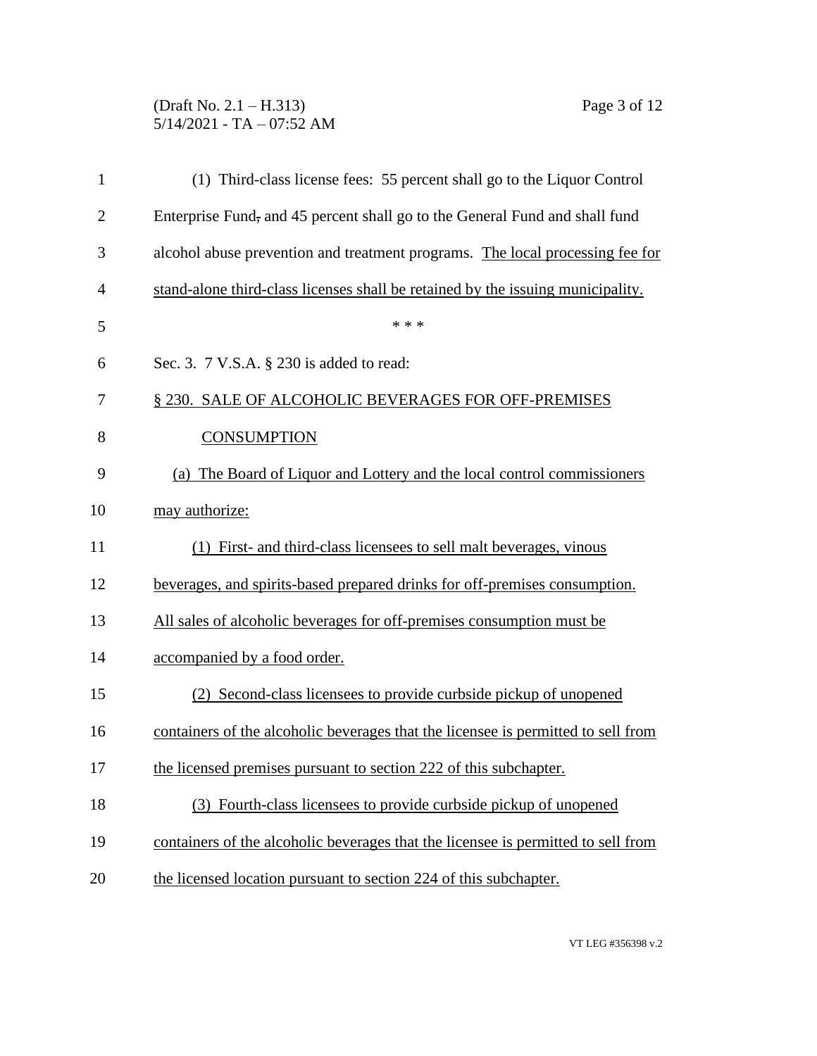(1) Third-class license fees: 55 percent shall go to the Liquor Control Enterprise Fund, and 45 percent shall go to the General Fund and shall fund alcohol abuse prevention and treatment programs. The local processing fee for stand-alone third-class licenses shall be retained by the issuing municipality.

\* \* \*

Sec. 3. 7 V.S.A. § 230 is added to read:

§ 230. SALE OF ALCOHOLIC BEVERAGES FOR OFF-PREMISES CONSUMPTION

(a) The Board of Liquor and Lottery and the local control commissioners may authorize:

(1) First- and third-class licensees to sell malt beverages, vinous beverages, and spirits-based prepared drinks for off-premises consumption. All sales of alcoholic beverages for off-premises consumption must be accompanied by a food order.

(2) Second-class licensees to provide curbside pickup of unopened containers of the alcoholic beverages that the licensee is permitted to sell from the licensed premises pursuant to section 222 of this subchapter.

(3) Fourth-class licensees to provide curbside pickup of unopened containers of the alcoholic beverages that the licensee is permitted to sell from the licensed location pursuant to section 224 of this subchapter.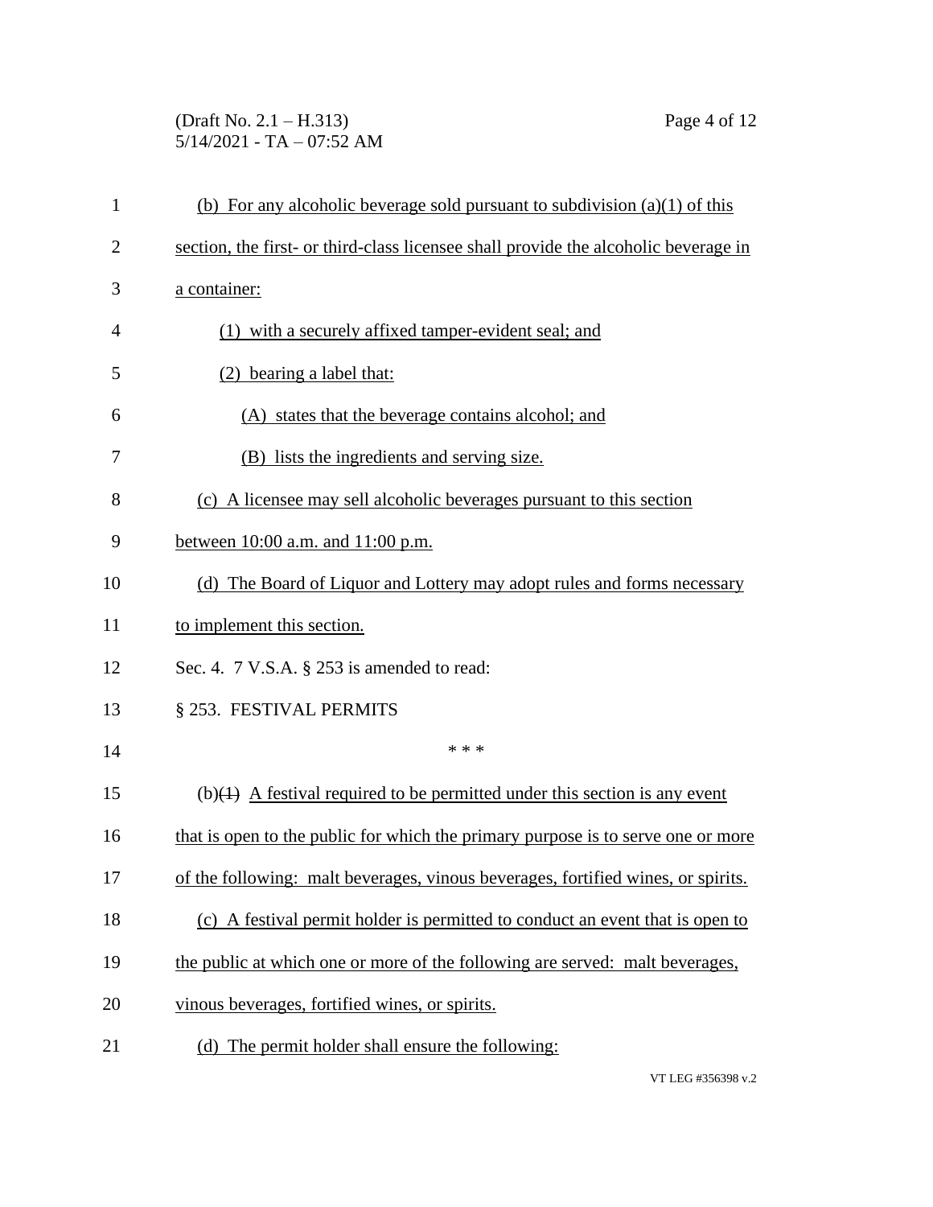(b) For any alcoholic beverage sold pursuant to subdivision (a)(1) of this section, the first- or third-class licensee shall provide the alcoholic beverage in a container:

(1) with a securely affixed tamper-evident seal; and

(2) bearing a label that:

(A) states that the beverage contains alcohol; and

(B) lists the ingredients and serving size.

(c) A licensee may sell alcoholic beverages pursuant to this section between 10:00 a.m. and 11:00 p.m.

(d) The Board of Liquor and Lottery may adopt rules and forms necessary to implement this section.

Sec. 4. 7 V.S.A. § 253 is amended to read:

§ 253. FESTIVAL PERMITS

* * *

(b)~~(1)~~ A festival required to be permitted under this section is any event that is open to the public for which the primary purpose is to serve one or more of the following: malt beverages, vinous beverages, fortified wines, or spirits.

(c) A festival permit holder is permitted to conduct an event that is open to the public at which one or more of the following are served: malt beverages, vinous beverages, fortified wines, or spirits.

(d) The permit holder shall ensure the following: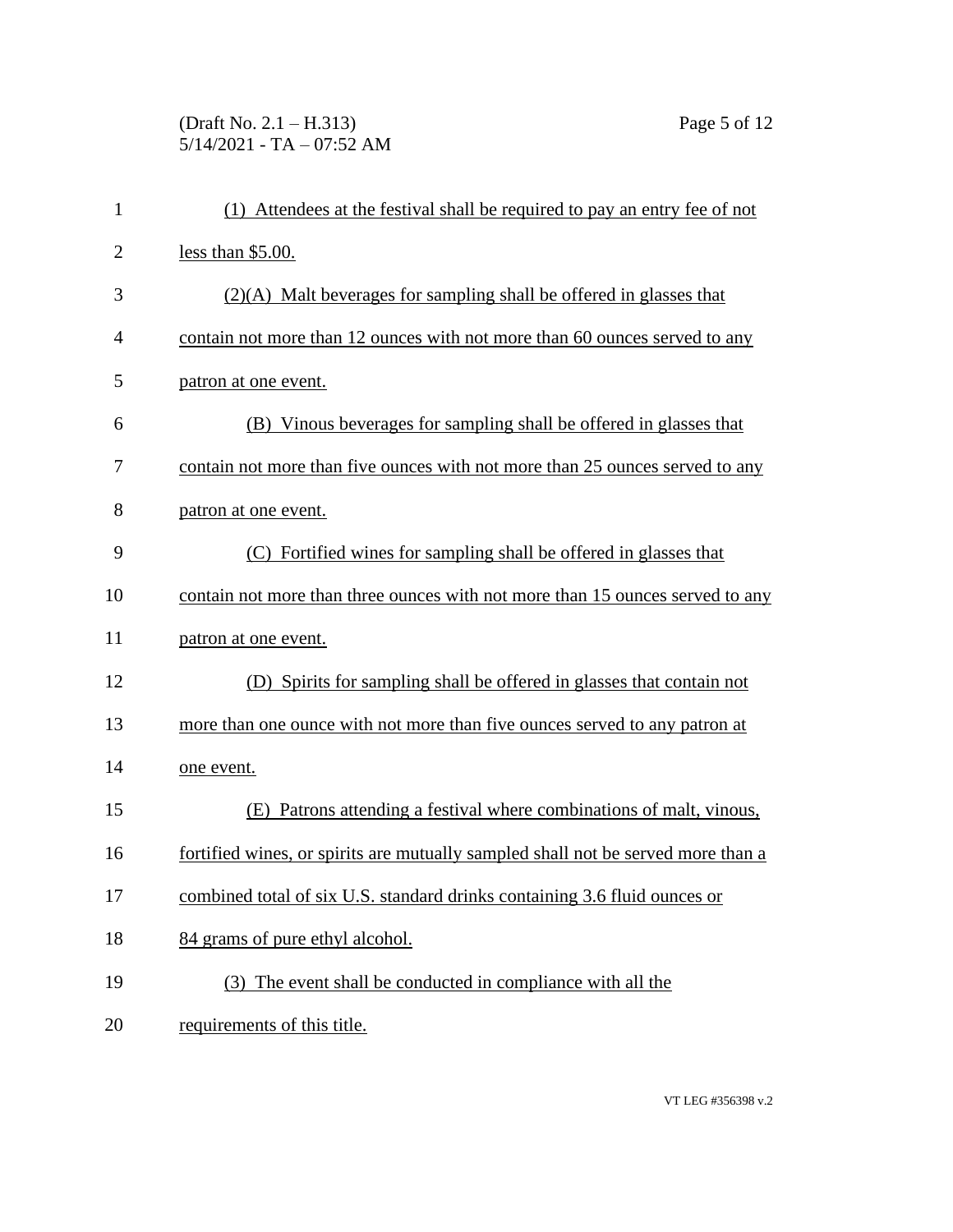(1) Attendees at the festival shall be required to pay an entry fee of not less than $5.00.

(2)(A) Malt beverages for sampling shall be offered in glasses that contain not more than 12 ounces with not more than 60 ounces served to any patron at one event.

(B) Vinous beverages for sampling shall be offered in glasses that contain not more than five ounces with not more than 25 ounces served to any patron at one event.

(C) Fortified wines for sampling shall be offered in glasses that contain not more than three ounces with not more than 15 ounces served to any patron at one event.

(D) Spirits for sampling shall be offered in glasses that contain not more than one ounce with not more than five ounces served to any patron at one event.

(E) Patrons attending a festival where combinations of malt, vinous, fortified wines, or spirits are mutually sampled shall not be served more than a combined total of six U.S. standard drinks containing 3.6 fluid ounces or 84 grams of pure ethyl alcohol.

(3) The event shall be conducted in compliance with all the requirements of this title.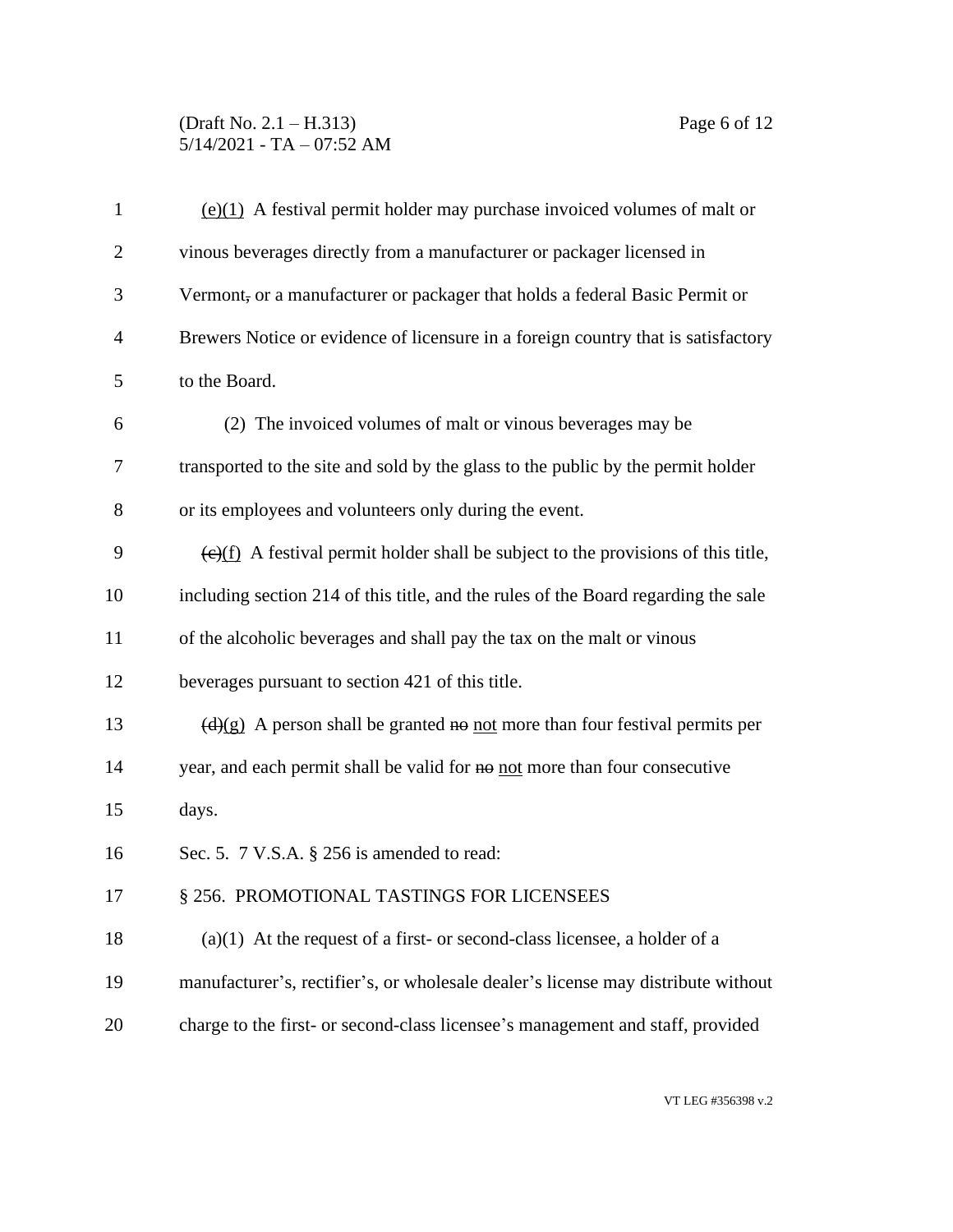(e)(1) A festival permit holder may purchase invoiced volumes of malt or vinous beverages directly from a manufacturer or packager licensed in Vermont~~,~~ or a manufacturer or packager that holds a federal Basic Permit or Brewers Notice or evidence of licensure in a foreign country that is satisfactory to the Board.

(2) The invoiced volumes of malt or vinous beverages may be transported to the site and sold by the glass to the public by the permit holder or its employees and volunteers only during the event.

~~(c)~~(f) A festival permit holder shall be subject to the provisions of this title, including section 214 of this title, and the rules of the Board regarding the sale of the alcoholic beverages and shall pay the tax on the malt or vinous beverages pursuant to section 421 of this title.

~~(d)~~(g) A person shall be granted ~~no~~ not more than four festival permits per year, and each permit shall be valid for ~~no~~ not more than four consecutive days.

Sec. 5. 7 V.S.A. § 256 is amended to read:

§ 256. PROMOTIONAL TASTINGS FOR LICENSEES

(a)(1) At the request of a first- or second-class licensee, a holder of a manufacturer's, rectifier's, or wholesale dealer's license may distribute without charge to the first- or second-class licensee's management and staff, provided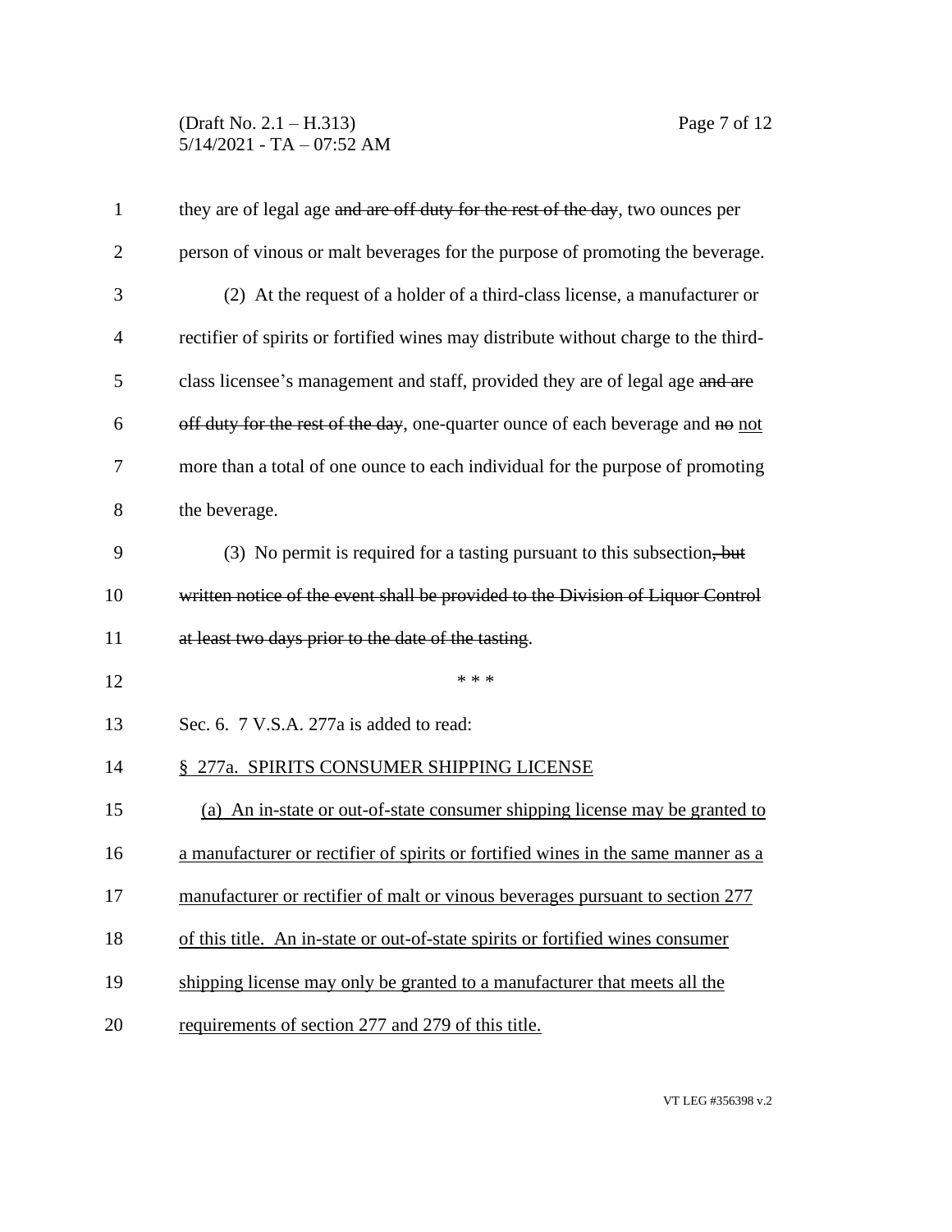they are of legal age ~~and are off duty for the rest of the day~~, two ounces per person of vinous or malt beverages for the purpose of promoting the beverage.

(2) At the request of a holder of a third-class license, a manufacturer or rectifier of spirits or fortified wines may distribute without charge to the third-class licensee's management and staff, provided they are of legal age ~~and are off duty for the rest of the day~~, one-quarter ounce of each beverage and ~~no~~ <u>not</u> more than a total of one ounce to each individual for the purpose of promoting the beverage.

(3) No permit is required for a tasting pursuant to this subsection~~, but written notice of the event shall be provided to the Division of Liquor Control at least two days prior to the date of the tasting~~.

\* \* \*

Sec. 6. 7 V.S.A. 277a is added to read:

<u>§ 277a. SPIRITS CONSUMER SHIPPING LICENSE</u>

<u>(a) An in-state or out-of-state consumer shipping license may be granted to a manufacturer or rectifier of spirits or fortified wines in the same manner as a manufacturer or rectifier of malt or vinous beverages pursuant to section 277 of this title. An in-state or out-of-state spirits or fortified wines consumer shipping license may only be granted to a manufacturer that meets all the requirements of section 277 and 279 of this title.</u>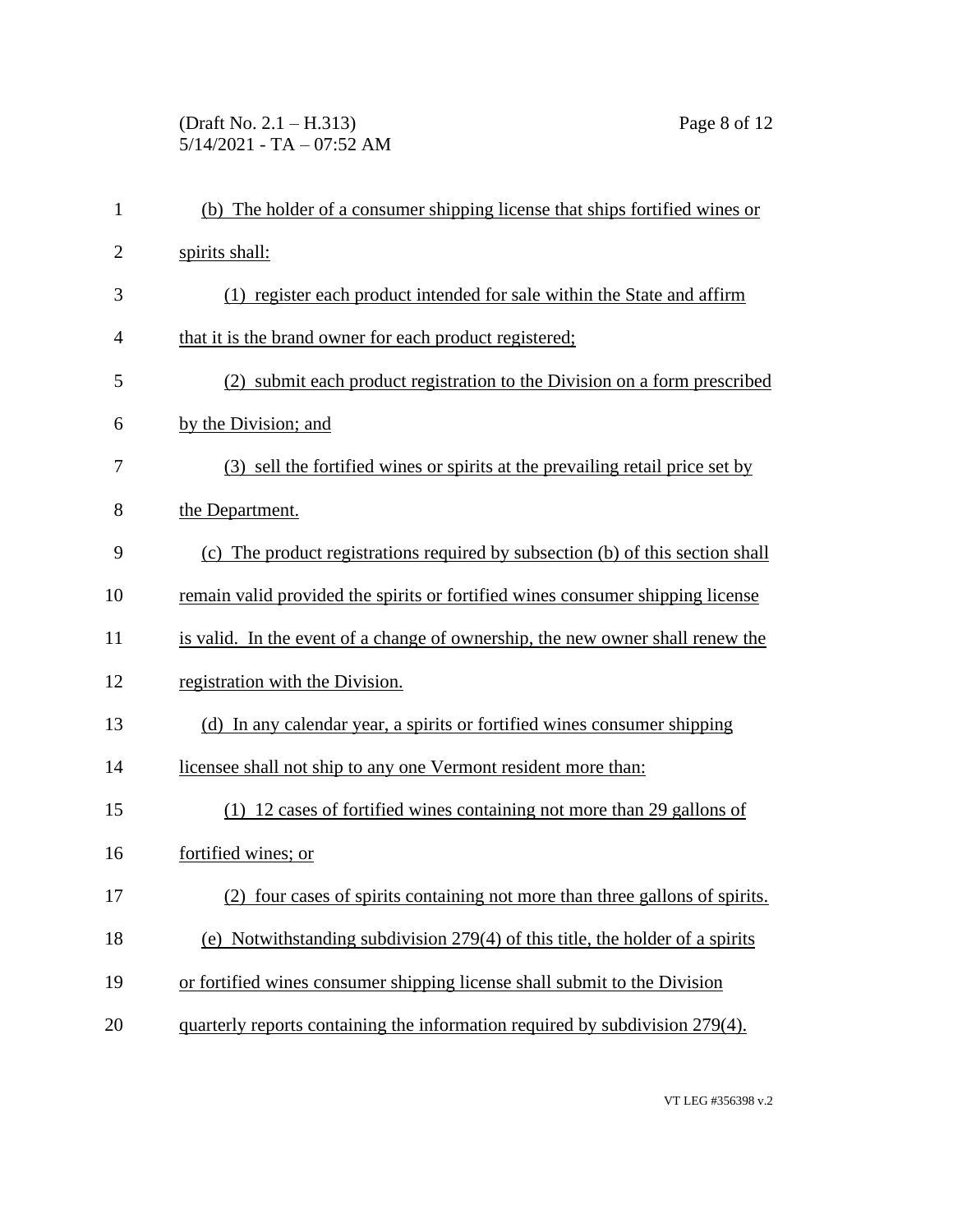(b) The holder of a consumer shipping license that ships fortified wines or spirits shall:

(1) register each product intended for sale within the State and affirm that it is the brand owner for each product registered;

(2) submit each product registration to the Division on a form prescribed by the Division; and

(3) sell the fortified wines or spirits at the prevailing retail price set by the Department.

(c) The product registrations required by subsection (b) of this section shall remain valid provided the spirits or fortified wines consumer shipping license is valid. In the event of a change of ownership, the new owner shall renew the registration with the Division.

(d) In any calendar year, a spirits or fortified wines consumer shipping licensee shall not ship to any one Vermont resident more than:

(1) 12 cases of fortified wines containing not more than 29 gallons of fortified wines; or

(2) four cases of spirits containing not more than three gallons of spirits.

(e) Notwithstanding subdivision 279(4) of this title, the holder of a spirits or fortified wines consumer shipping license shall submit to the Division quarterly reports containing the information required by subdivision 279(4).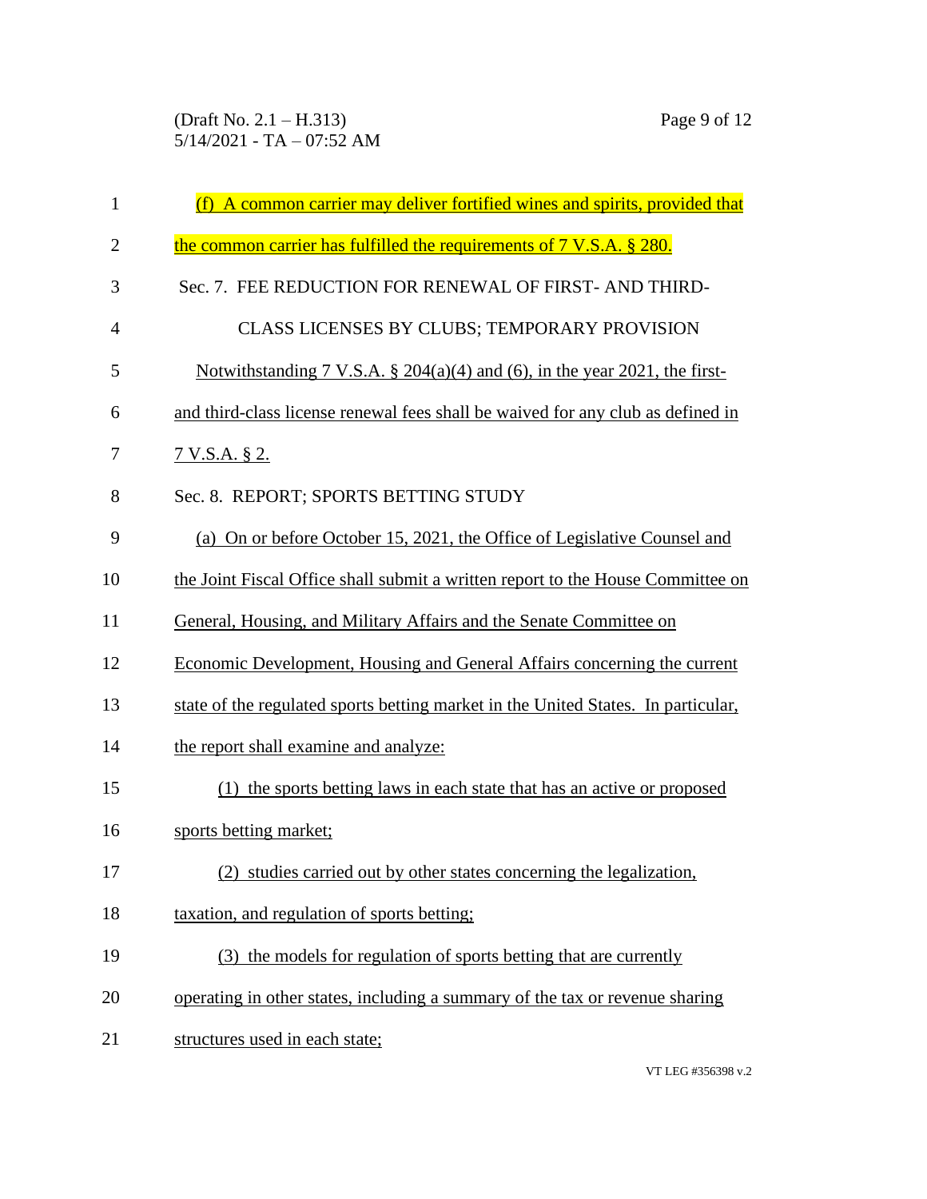(f) A common carrier may deliver fortified wines and spirits, provided that the common carrier has fulfilled the requirements of 7 V.S.A. § 280.

Sec. 7. FEE REDUCTION FOR RENEWAL OF FIRST- AND THIRD-CLASS LICENSES BY CLUBS; TEMPORARY PROVISION

Notwithstanding 7 V.S.A. § 204(a)(4) and (6), in the year 2021, the first- and third-class license renewal fees shall be waived for any club as defined in 7 V.S.A. § 2.

Sec. 8. REPORT; SPORTS BETTING STUDY

(a) On or before October 15, 2021, the Office of Legislative Counsel and the Joint Fiscal Office shall submit a written report to the House Committee on General, Housing, and Military Affairs and the Senate Committee on Economic Development, Housing and General Affairs concerning the current state of the regulated sports betting market in the United States. In particular, the report shall examine and analyze:

(1) the sports betting laws in each state that has an active or proposed sports betting market;

(2) studies carried out by other states concerning the legalization, taxation, and regulation of sports betting;

(3) the models for regulation of sports betting that are currently operating in other states, including a summary of the tax or revenue sharing structures used in each state;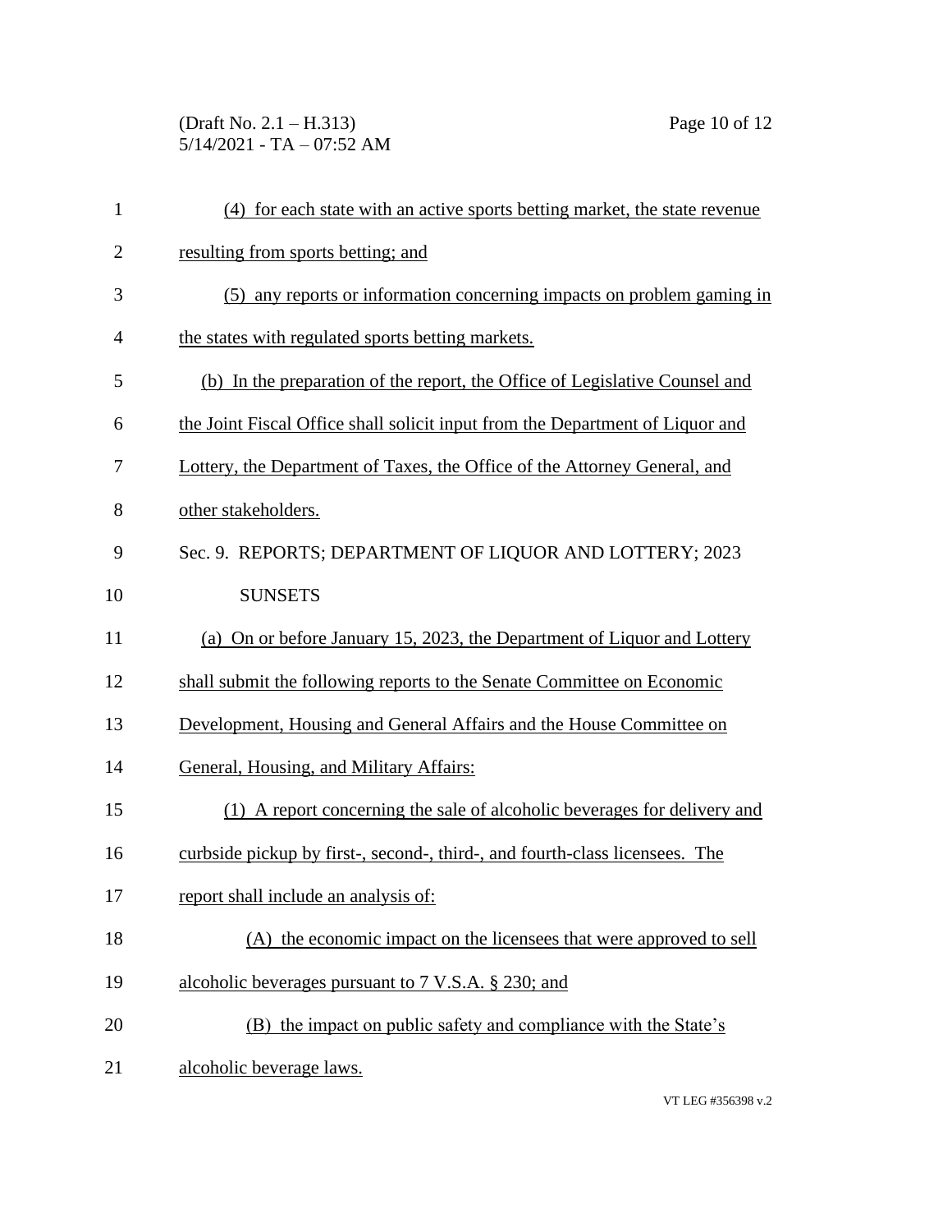(4) for each state with an active sports betting market, the state revenue resulting from sports betting; and

(5) any reports or information concerning impacts on problem gaming in the states with regulated sports betting markets.

(b) In the preparation of the report, the Office of Legislative Counsel and the Joint Fiscal Office shall solicit input from the Department of Liquor and Lottery, the Department of Taxes, the Office of the Attorney General, and other stakeholders.

Sec. 9. REPORTS; DEPARTMENT OF LIQUOR AND LOTTERY; 2023 SUNSETS

(a) On or before January 15, 2023, the Department of Liquor and Lottery shall submit the following reports to the Senate Committee on Economic Development, Housing and General Affairs and the House Committee on General, Housing, and Military Affairs:

(1) A report concerning the sale of alcoholic beverages for delivery and curbside pickup by first-, second-, third-, and fourth-class licensees. The report shall include an analysis of:

(A) the economic impact on the licensees that were approved to sell alcoholic beverages pursuant to 7 V.S.A. § 230; and

(B) the impact on public safety and compliance with the State's alcoholic beverage laws.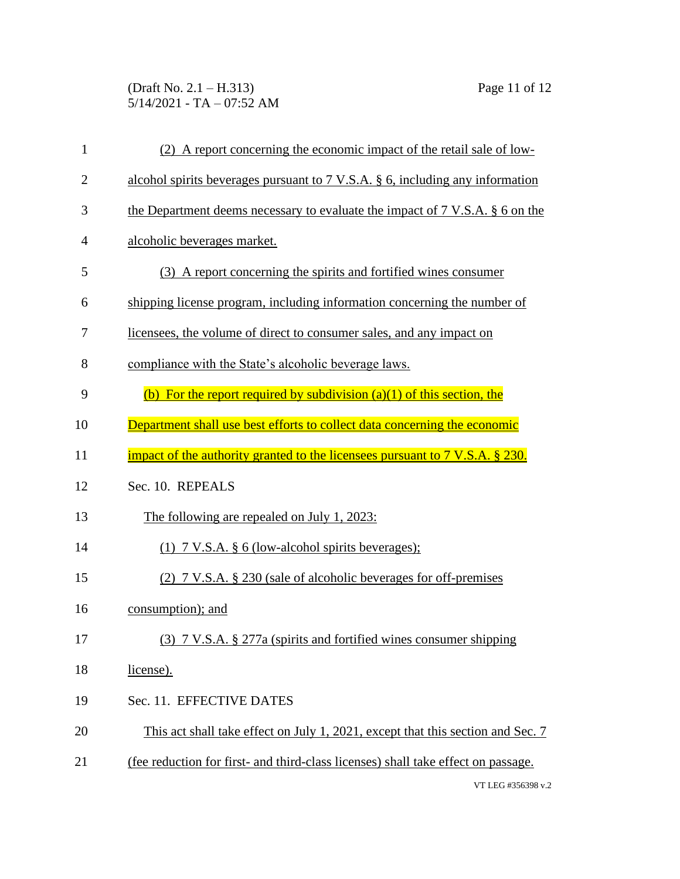(2) A report concerning the economic impact of the retail sale of low-alcohol spirits beverages pursuant to 7 V.S.A. § 6, including any information the Department deems necessary to evaluate the impact of 7 V.S.A. § 6 on the alcoholic beverages market.

(3) A report concerning the spirits and fortified wines consumer shipping license program, including information concerning the number of licensees, the volume of direct to consumer sales, and any impact on compliance with the State's alcoholic beverage laws.

(b) For the report required by subdivision (a)(1) of this section, the Department shall use best efforts to collect data concerning the economic impact of the authority granted to the licensees pursuant to 7 V.S.A. § 230.

Sec. 10. REPEALS

The following are repealed on July 1, 2023:

(1) 7 V.S.A. § 6 (low-alcohol spirits beverages);

(2) 7 V.S.A. § 230 (sale of alcoholic beverages for off-premises consumption); and

(3) 7 V.S.A. § 277a (spirits and fortified wines consumer shipping license).

Sec. 11. EFFECTIVE DATES

This act shall take effect on July 1, 2021, except that this section and Sec. 7 (fee reduction for first- and third-class licenses) shall take effect on passage.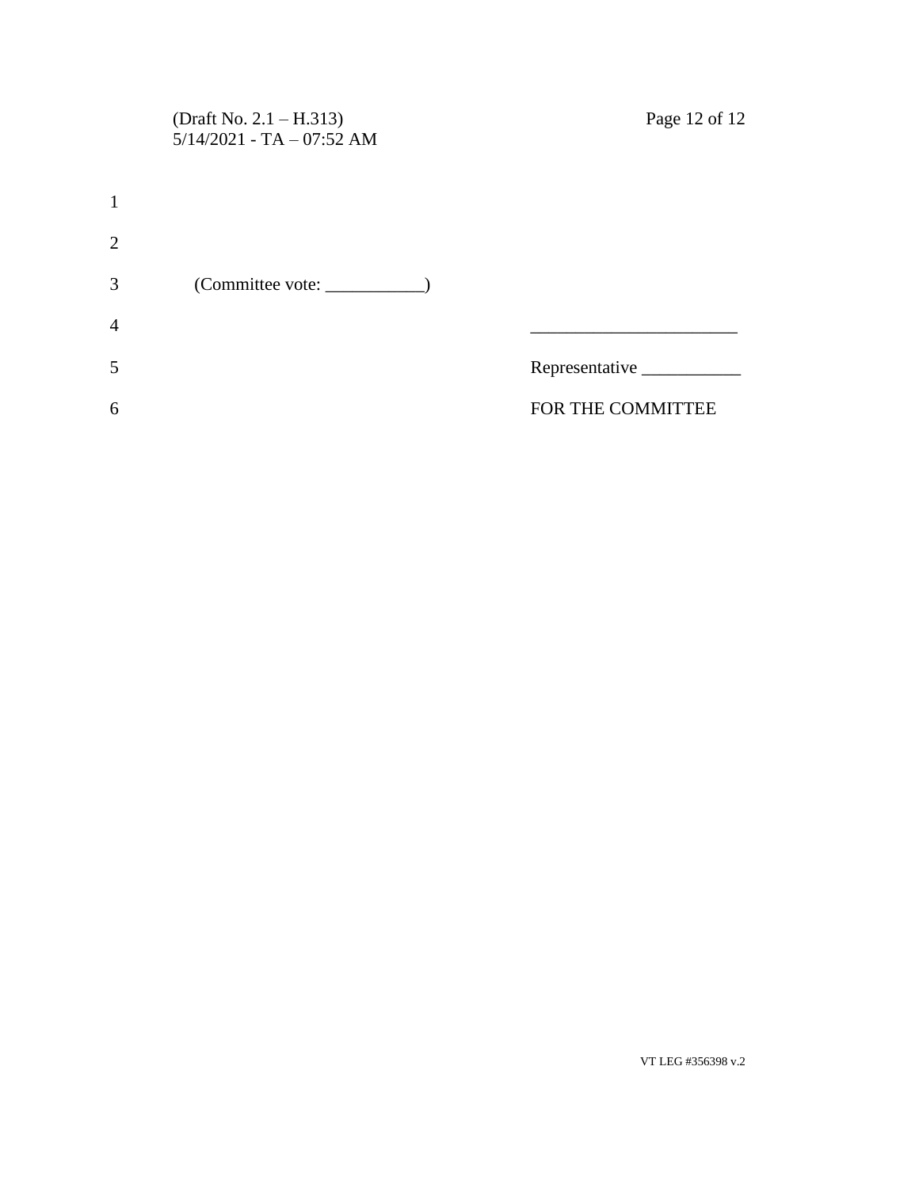(Committee vote: ___________)

_______________________

Representative ___________

FOR THE COMMITTEE